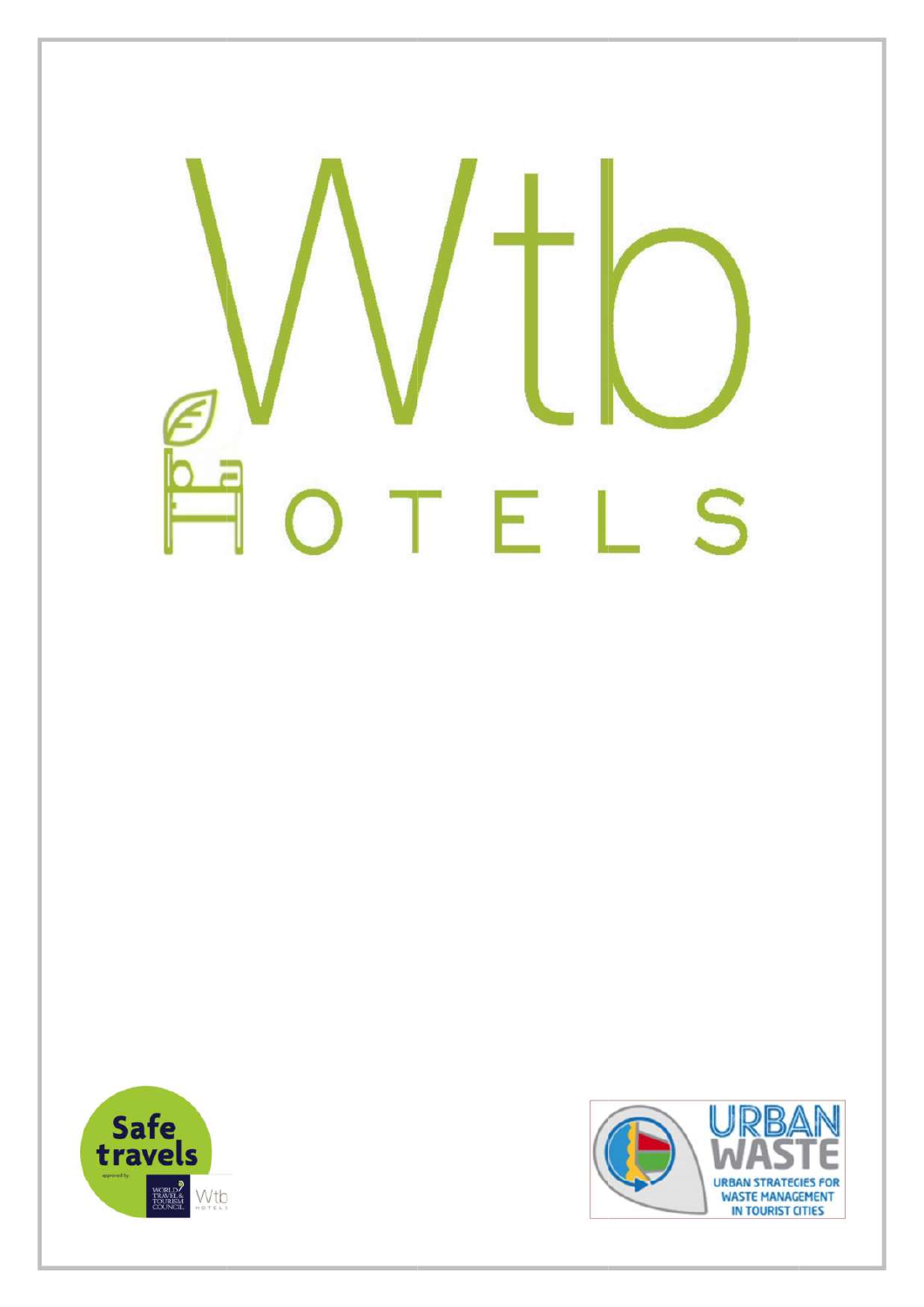# Wtb HOTELS

Safe travels

approved by: WORLD TRAVEL & TOURISM COUNCIL Wtb HOTELS

URBAN WASTE

URBAN STRATEGIES FOR WASTE MANAGEMENT IN TOURIST CITIES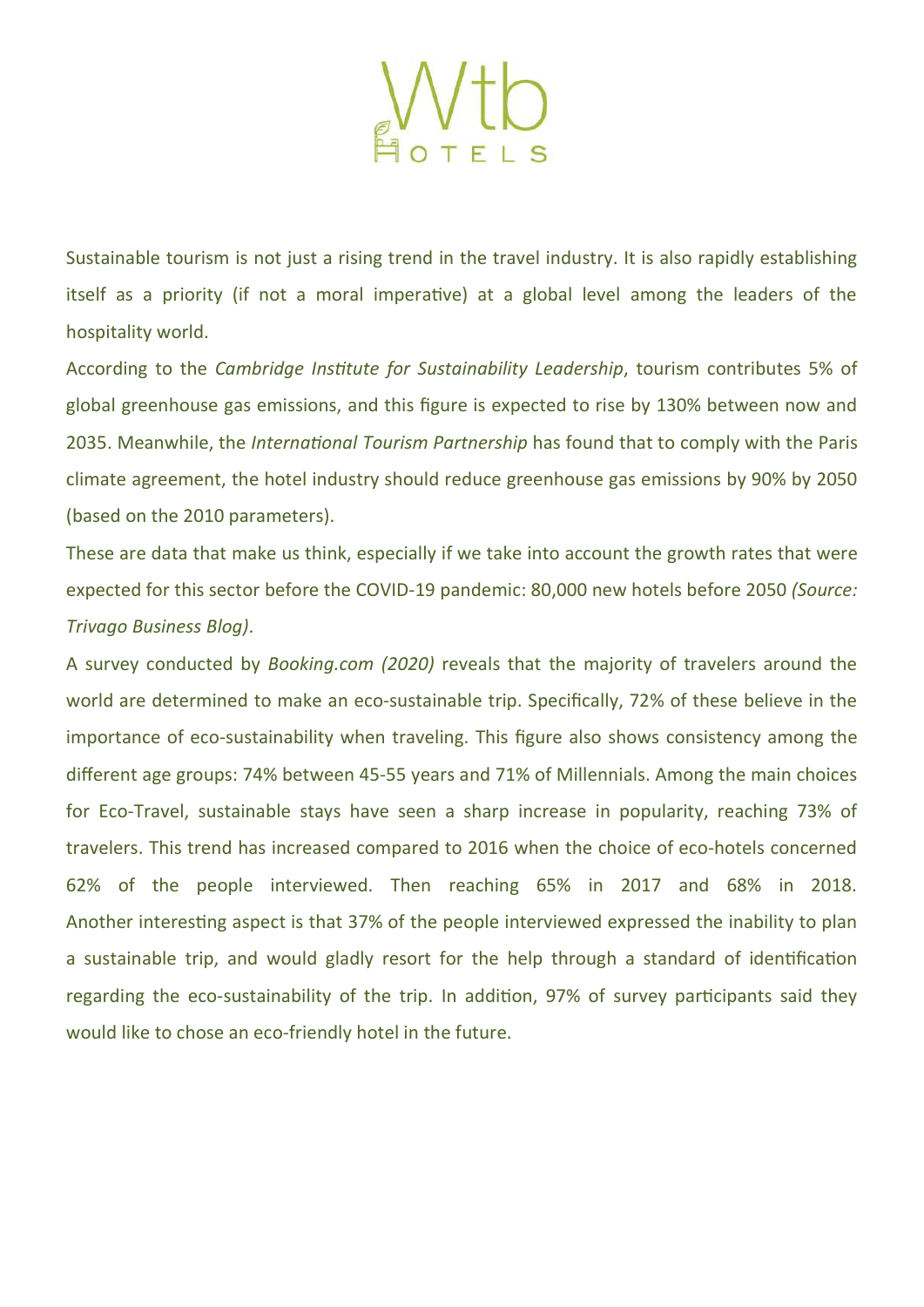Sustainable tourism is not just a rising trend in the travel industry. It is also rapidly establishing itself as a priority (if not a moral imperative) at a global level among the leaders of the hospitality world.

According to the *Cambridge Institute for Sustainability Leadership*, tourism contributes 5% of global greenhouse gas emissions, and this figure is expected to rise by 130% between now and 2035. Meanwhile, the *International Tourism Partnership* has found that to comply with the Paris climate agreement, the hotel industry should reduce greenhouse gas emissions by 90% by 2050 (based on the 2010 parameters).

These are data that make us think, especially if we take into account the growth rates that were expected for this sector before the COVID-19 pandemic: 80,000 new hotels before 2050 *(Source: Trivago Business Blog)*.

A survey conducted by *Booking.com (2020)* reveals that the majority of travelers around the world are determined to make an eco-sustainable trip. Specifically, 72% of these believe in the importance of eco-sustainability when traveling. This figure also shows consistency among the different age groups: 74% between 45-55 years and 71% of Millennials. Among the main choices for Eco-Travel, sustainable stays have seen a sharp increase in popularity, reaching 73% of travelers. This trend has increased compared to 2016 when the choice of eco-hotels concerned 62% of the people interviewed. Then reaching 65% in 2017 and 68% in 2018. Another interesting aspect is that 37% of the people interviewed expressed the inability to plan a sustainable trip, and would gladly resort for the help through a standard of identification regarding the eco-sustainability of the trip. In addition, 97% of survey participants said they would like to chose an eco-friendly hotel in the future.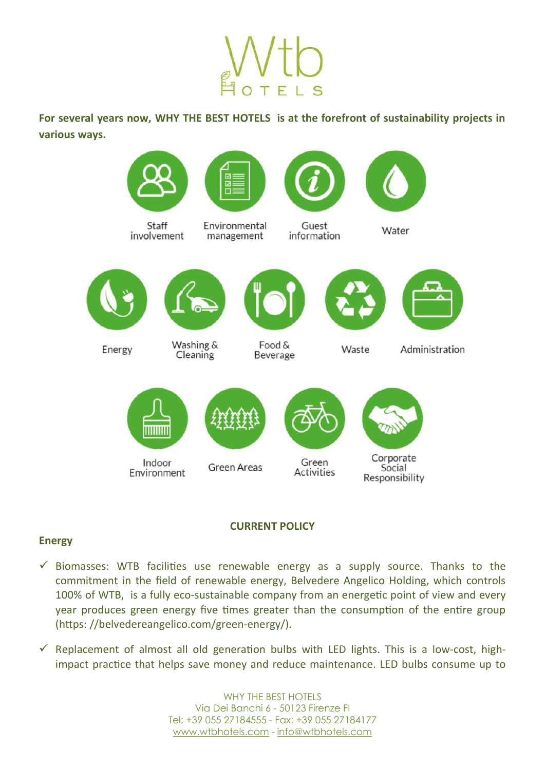For several years now, WHY THE BEST HOTELS is at the forefront of sustainability projects in various ways.

Staff involvement

Environmental management

Guest information

Water

Energy

Washing & Cleaning

Food & Beverage

Waste

Administration

Indoor Environment

Green Areas

Green Activities

Corporate Social Responsibility

**CURRENT POLICY**

**Energy**

- ✓ Biomasses: WTB facilities use renewable energy as a supply source. Thanks to the commitment in the field of renewable energy, Belvedere Angelico Holding, which controls 100% of WTB, is a fully eco-sustainable company from an energetic point of view and every year produces green energy five times greater than the consumption of the entire group (https: //belvedereangelico.com/green-energy/).
- ✓ Replacement of almost all old generation bulbs with LED lights. This is a low-cost, high-impact practice that helps save money and reduce maintenance. LED bulbs consume up to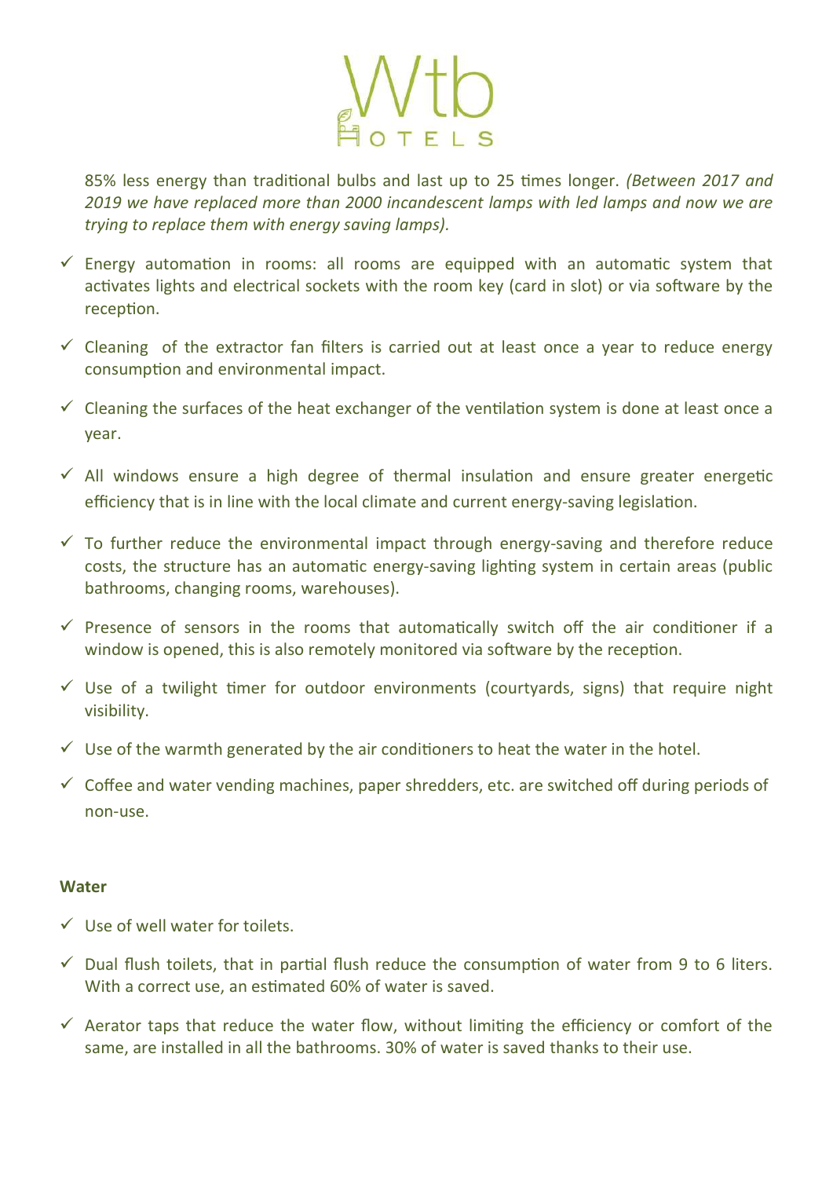85% less energy than traditional bulbs and last up to 25 times longer. *(Between 2017 and 2019 we have replaced more than 2000 incandescent lamps with led lamps and now we are trying to replace them with energy saving lamps).*

- ✓ Energy automation in rooms: all rooms are equipped with an automatic system that activates lights and electrical sockets with the room key (card in slot) or via software by the reception.
- ✓ Cleaning of the extractor fan filters is carried out at least once a year to reduce energy consumption and environmental impact.
- ✓ Cleaning the surfaces of the heat exchanger of the ventilation system is done at least once a year.
- ✓ All windows ensure a high degree of thermal insulation and ensure greater energetic efficiency that is in line with the local climate and current energy-saving legislation.
- ✓ To further reduce the environmental impact through energy-saving and therefore reduce costs, the structure has an automatic energy-saving lighting system in certain areas (public bathrooms, changing rooms, warehouses).
- ✓ Presence of sensors in the rooms that automatically switch off the air conditioner if a window is opened, this is also remotely monitored via software by the reception.
- ✓ Use of a twilight timer for outdoor environments (courtyards, signs) that require night visibility.
- ✓ Use of the warmth generated by the air conditioners to heat the water in the hotel.
- ✓ Coffee and water vending machines, paper shredders, etc. are switched off during periods of non-use.

**Water**

- ✓ Use of well water for toilets.
- ✓ Dual flush toilets, that in partial flush reduce the consumption of water from 9 to 6 liters. With a correct use, an estimated 60% of water is saved.
- ✓ Aerator taps that reduce the water flow, without limiting the efficiency or comfort of the same, are installed in all the bathrooms. 30% of water is saved thanks to their use.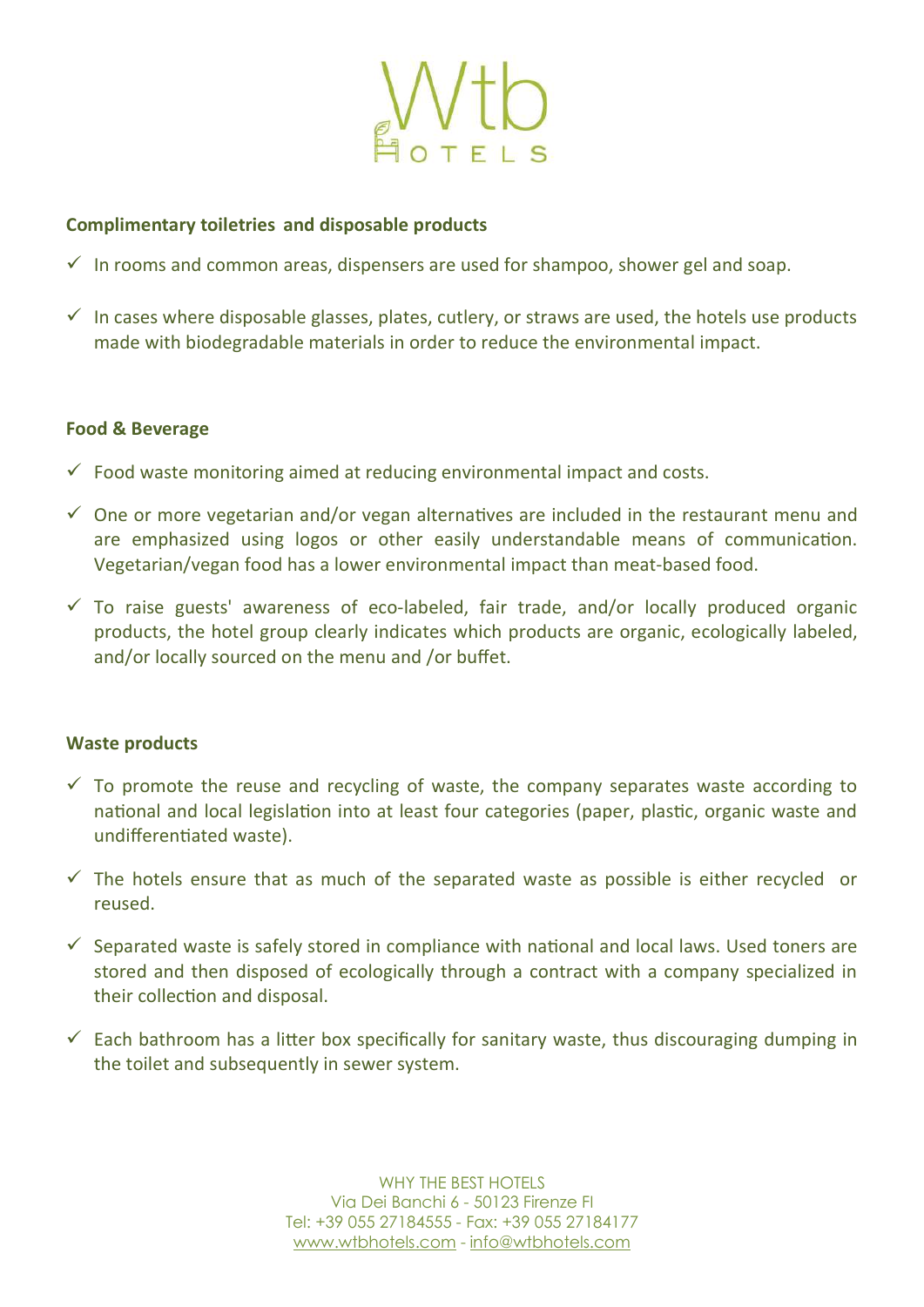## Complimentary toiletries and disposable products

- ✓ In rooms and common areas, dispensers are used for shampoo, shower gel and soap.
- ✓ In cases where disposable glasses, plates, cutlery, or straws are used, the hotels use products made with biodegradable materials in order to reduce the environmental impact.

## Food & Beverage

- ✓ Food waste monitoring aimed at reducing environmental impact and costs.
- ✓ One or more vegetarian and/or vegan alternatives are included in the restaurant menu and are emphasized using logos or other easily understandable means of communication. Vegetarian/vegan food has a lower environmental impact than meat-based food.
- ✓ To raise guests' awareness of eco-labeled, fair trade, and/or locally produced organic products, the hotel group clearly indicates which products are organic, ecologically labeled, and/or locally sourced on the menu and /or buffet.

## Waste products

- ✓ To promote the reuse and recycling of waste, the company separates waste according to national and local legislation into at least four categories (paper, plastic, organic waste and undifferentiated waste).
- ✓ The hotels ensure that as much of the separated waste as possible is either recycled or reused.
- ✓ Separated waste is safely stored in compliance with national and local laws. Used toners are stored and then disposed of ecologically through a contract with a company specialized in their collection and disposal.
- ✓ Each bathroom has a litter box specifically for sanitary waste, thus discouraging dumping in the toilet and subsequently in sewer system.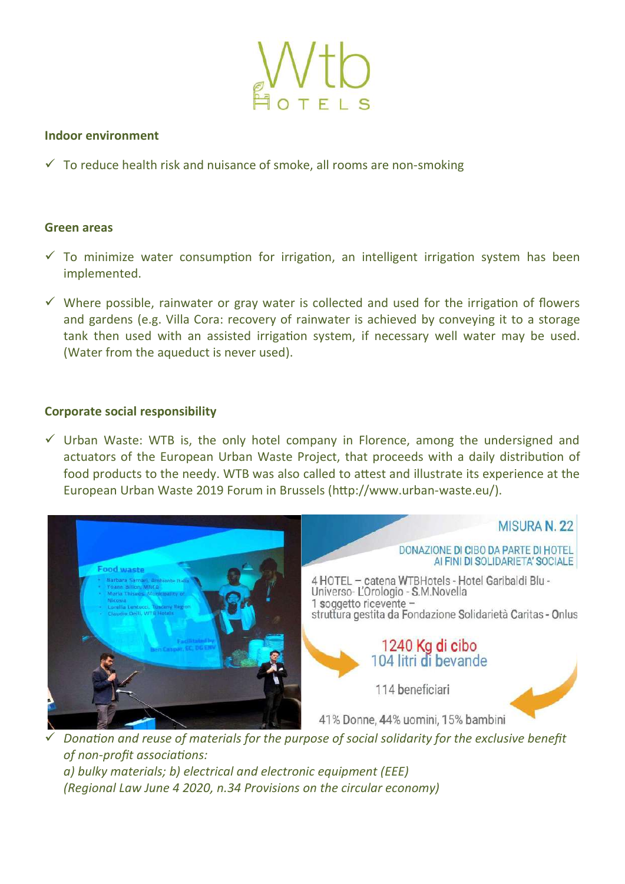## Indoor environment

- ✓ To reduce health risk and nuisance of smoke, all rooms are non-smoking

## Green areas

- ✓ To minimize water consumption for irrigation, an intelligent irrigation system has been implemented.
- ✓ Where possible, rainwater or gray water is collected and used for the irrigation of flowers and gardens (e.g. Villa Cora: recovery of rainwater is achieved by conveying it to a storage tank then used with an assisted irrigation system, if necessary well water may be used. (Water from the aqueduct is never used).

## Corporate social responsibility

- ✓ Urban Waste: WTB is, the only hotel company in Florence, among the undersigned and actuators of the European Urban Waste Project, that proceeds with a daily distribution of food products to the needy. WTB was also called to attest and illustrate its experience at the European Urban Waste 2019 Forum in Brussels (http://www.urban-waste.eu/).

MISURA N. 22

DONAZIONE DI CIBO DA PARTE DI HOTEL AI FINI DI SOLIDARIETA' SOCIALE

4 HOTEL – catena WTBHotels - Hotel Garibaldi Blu - Universo- L'Orologio - S.M.Novella
1 soggetto ricevente – struttura gestita da Fondazione Solidarietà Caritas - Onlus

1240 Kg di cibo
104 litri di bevande

114 beneficiari

41% Donne, 44% uomini, 15% bambini

- ✓ *Donation and reuse of materials for the purpose of social solidarity for the exclusive benefit of non-profit associations:*
  *a) bulky materials; b) electrical and electronic equipment (EEE)*
  *(Regional Law June 4 2020, n.34 Provisions on the circular economy)*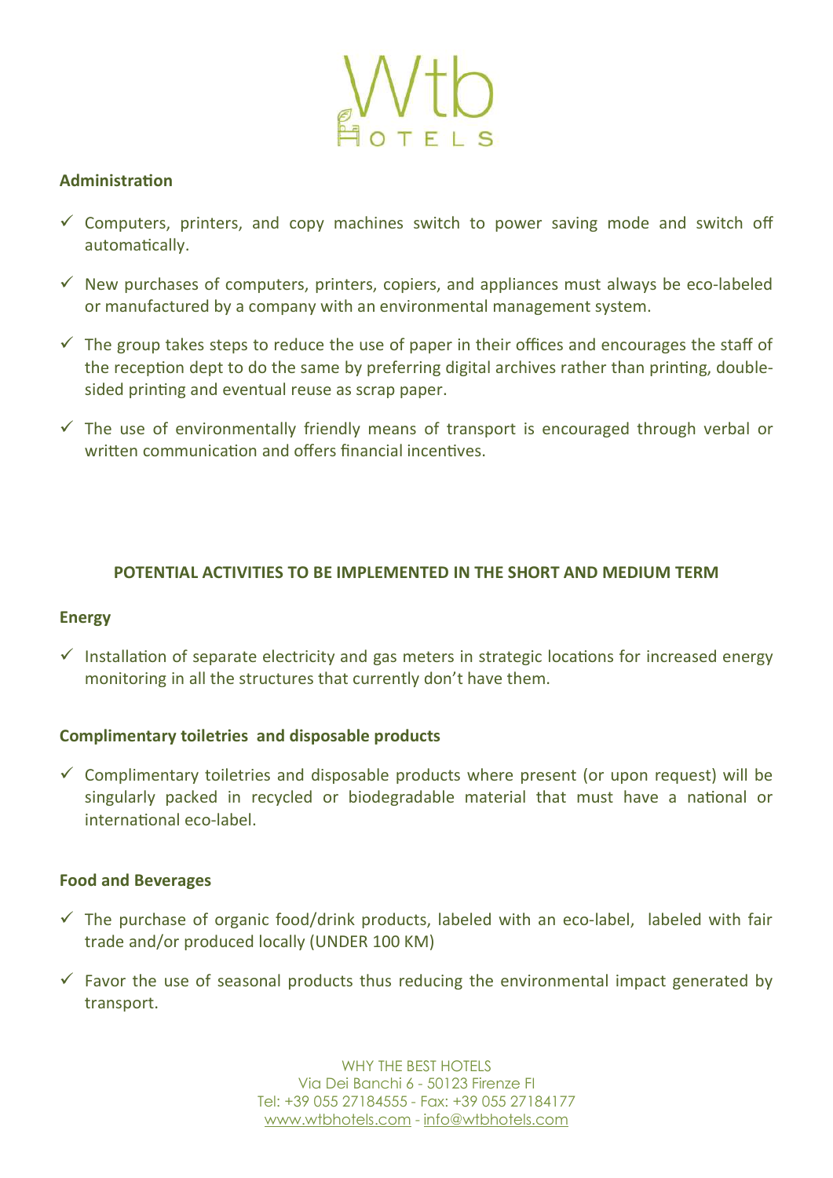### Administration

- ✓ Computers, printers, and copy machines switch to power saving mode and switch off automatically.
- ✓ New purchases of computers, printers, copiers, and appliances must always be eco-labeled or manufactured by a company with an environmental management system.
- ✓ The group takes steps to reduce the use of paper in their offices and encourages the staff of the reception dept to do the same by preferring digital archives rather than printing, double-sided printing and eventual reuse as scrap paper.
- ✓ The use of environmentally friendly means of transport is encouraged through verbal or written communication and offers financial incentives.

## POTENTIAL ACTIVITIES TO BE IMPLEMENTED IN THE SHORT AND MEDIUM TERM

### Energy

- ✓ Installation of separate electricity and gas meters in strategic locations for increased energy monitoring in all the structures that currently don't have them.

### Complimentary toiletries and disposable products

- ✓ Complimentary toiletries and disposable products where present (or upon request) will be singularly packed in recycled or biodegradable material that must have a national or international eco-label.

### Food and Beverages

- ✓ The purchase of organic food/drink products, labeled with an eco-label, labeled with fair trade and/or produced locally (UNDER 100 KM)
- ✓ Favor the use of seasonal products thus reducing the environmental impact generated by transport.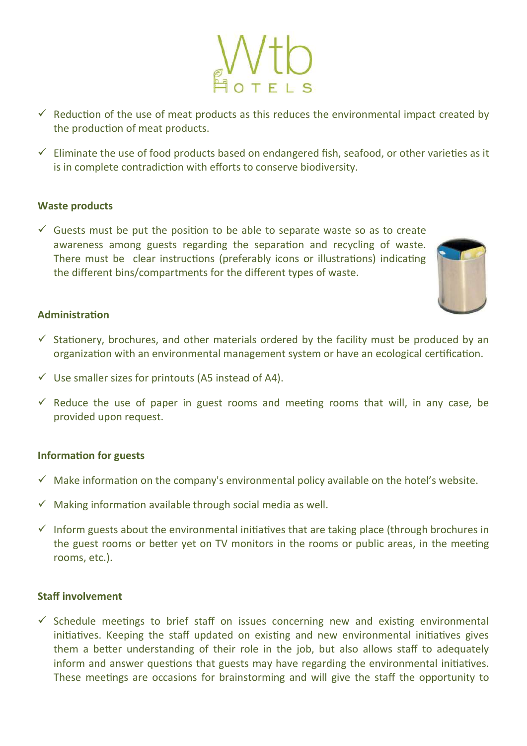- ✓ Reduction of the use of meat products as this reduces the environmental impact created by the production of meat products.
- ✓ Eliminate the use of food products based on endangered fish, seafood, or other varieties as it is in complete contradiction with efforts to conserve biodiversity.

**Waste products**

- ✓ Guests must be put the position to be able to separate waste so as to create awareness among guests regarding the separation and recycling of waste. There must be clear instructions (preferably icons or illustrations) indicating the different bins/compartments for the different types of waste.

**Administration**

- ✓ Stationery, brochures, and other materials ordered by the facility must be produced by an organization with an environmental management system or have an ecological certification.
- ✓ Use smaller sizes for printouts (A5 instead of A4).
- ✓ Reduce the use of paper in guest rooms and meeting rooms that will, in any case, be provided upon request.

**Information for guests**

- ✓ Make information on the company's environmental policy available on the hotel's website.
- ✓ Making information available through social media as well.
- ✓ Inform guests about the environmental initiatives that are taking place (through brochures in the guest rooms or better yet on TV monitors in the rooms or public areas, in the meeting rooms, etc.).

**Staff involvement**

- ✓ Schedule meetings to brief staff on issues concerning new and existing environmental initiatives. Keeping the staff updated on existing and new environmental initiatives gives them a better understanding of their role in the job, but also allows staff to adequately inform and answer questions that guests may have regarding the environmental initiatives. These meetings are occasions for brainstorming and will give the staff the opportunity to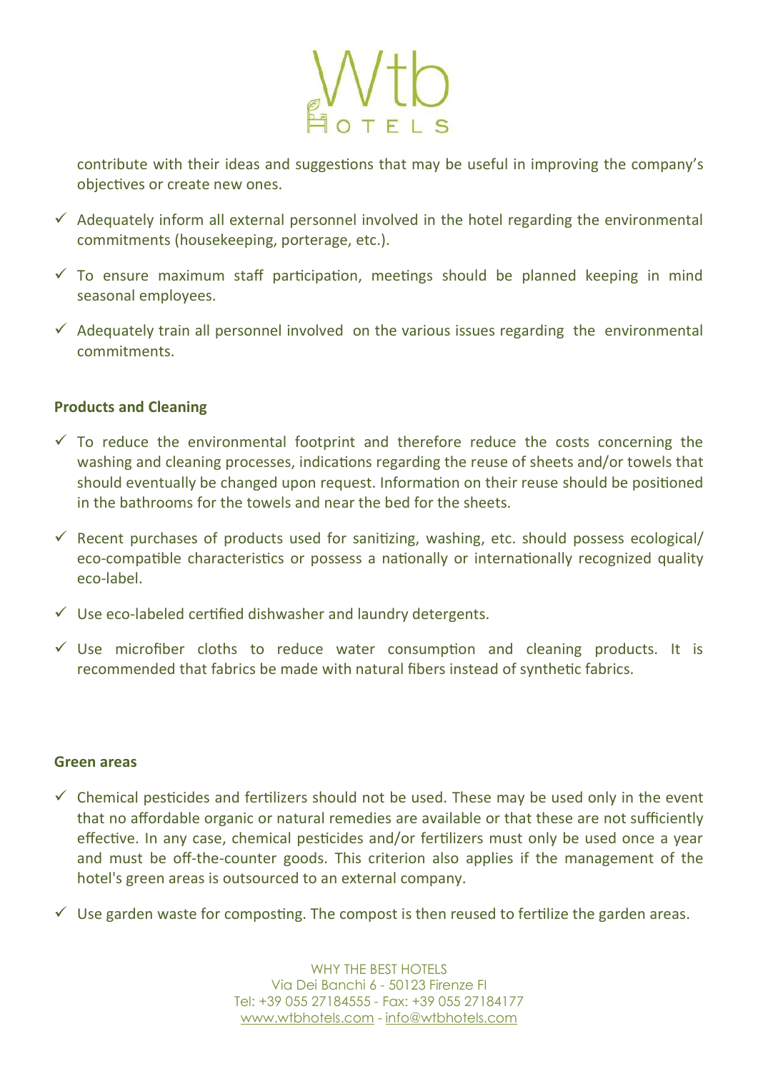contribute with their ideas and suggestions that may be useful in improving the company's objectives or create new ones.

- ✓ Adequately inform all external personnel involved in the hotel regarding the environmental commitments (housekeeping, porterage, etc.).
- ✓ To ensure maximum staff participation, meetings should be planned keeping in mind seasonal employees.
- ✓ Adequately train all personnel involved on the various issues regarding the environmental commitments.

**Products and Cleaning**

- ✓ To reduce the environmental footprint and therefore reduce the costs concerning the washing and cleaning processes, indications regarding the reuse of sheets and/or towels that should eventually be changed upon request. Information on their reuse should be positioned in the bathrooms for the towels and near the bed for the sheets.
- ✓ Recent purchases of products used for sanitizing, washing, etc. should possess ecological/ eco-compatible characteristics or possess a nationally or internationally recognized quality eco-label.
- ✓ Use eco-labeled certified dishwasher and laundry detergents.
- ✓ Use microfiber cloths to reduce water consumption and cleaning products. It is recommended that fabrics be made with natural fibers instead of synthetic fabrics.

**Green areas**

- ✓ Chemical pesticides and fertilizers should not be used. These may be used only in the event that no affordable organic or natural remedies are available or that these are not sufficiently effective. In any case, chemical pesticides and/or fertilizers must only be used once a year and must be off-the-counter goods. This criterion also applies if the management of the hotel's green areas is outsourced to an external company.
- ✓ Use garden waste for composting. The compost is then reused to fertilize the garden areas.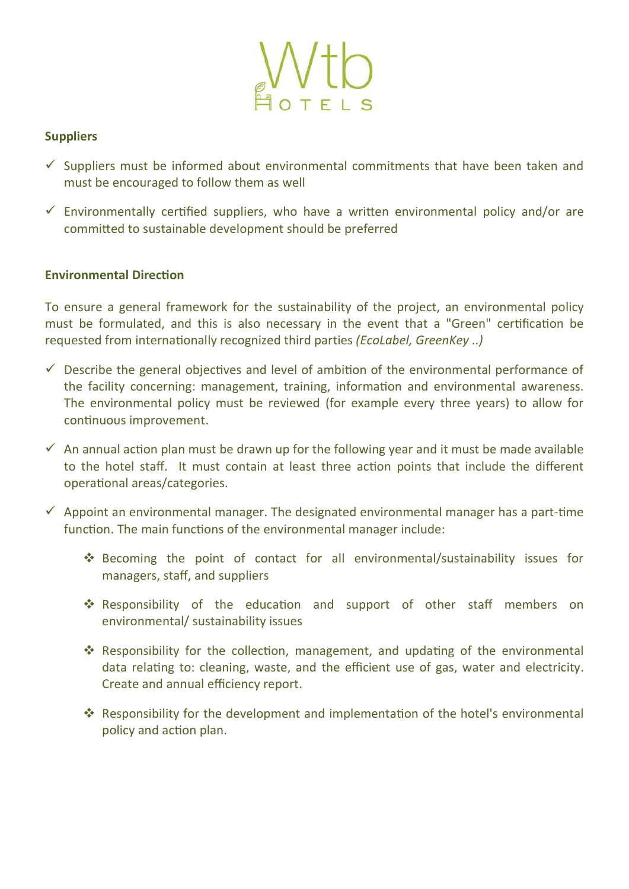**Suppliers**

- ✓ Suppliers must be informed about environmental commitments that have been taken and must be encouraged to follow them as well
- ✓ Environmentally certified suppliers, who have a written environmental policy and/or are committed to sustainable development should be preferred

**Environmental Direction**

To ensure a general framework for the sustainability of the project, an environmental policy must be formulated, and this is also necessary in the event that a "Green" certification be requested from internationally recognized third parties *(EcoLabel, GreenKey ..)*

- ✓ Describe the general objectives and level of ambition of the environmental performance of the facility concerning: management, training, information and environmental awareness. The environmental policy must be reviewed (for example every three years) to allow for continuous improvement.
- ✓ An annual action plan must be drawn up for the following year and it must be made available to the hotel staff. It must contain at least three action points that include the different operational areas/categories.
- ✓ Appoint an environmental manager. The designated environmental manager has a part-time function. The main functions of the environmental manager include:
    - ❖ Becoming the point of contact for all environmental/sustainability issues for managers, staff, and suppliers
    - ❖ Responsibility of the education and support of other staff members on environmental/ sustainability issues
    - ❖ Responsibility for the collection, management, and updating of the environmental data relating to: cleaning, waste, and the efficient use of gas, water and electricity. Create and annual efficiency report.
    - ❖ Responsibility for the development and implementation of the hotel's environmental policy and action plan.